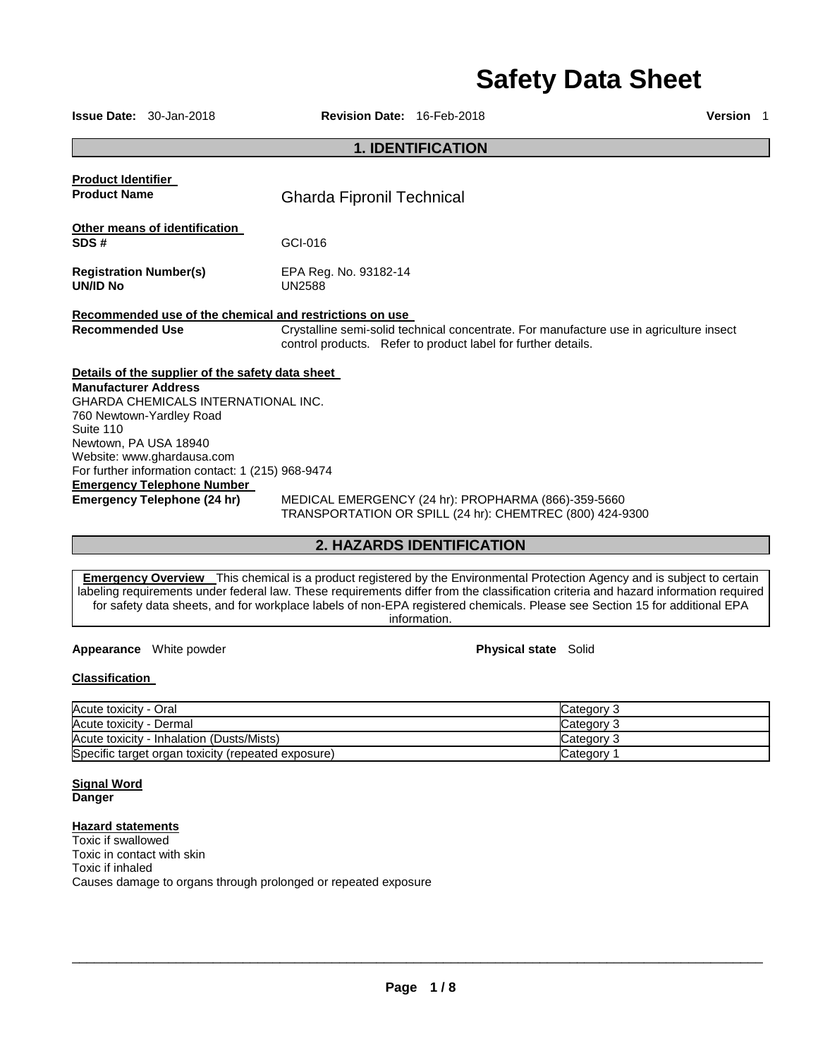# Safety Data Sheet

**Issue Date:** 30-Jan-2018 **Revision Date:** 16-Feb-2018 **Version** 1

## 1. IDENTIFICATION

**Product Identifier**

**Product Name** Gharda Fipronil Technical

**Other means of identification**

**SDS #** GCI-016

**Registration Number(s)** EPA Reg. No. 93182-14

**UN/ID No** UN2588

**Recommended use of the chemical and restrictions on use**

**Recommended Use** Crystalline semi-solid technical concentrate. For manufacture use in agriculture insect control products. Refer to product label for further details.

**Details of the supplier of the safety data sheet**

**Manufacturer Address**

GHARDA CHEMICALS INTERNATIONAL INC.
760 Newtown-Yardley Road
Suite 110
Newtown, PA USA 18940
Website: www.ghardausa.com
For further information contact: 1 (215) 968-9474

**Emergency Telephone Number**

**Emergency Telephone (24 hr)** MEDICAL EMERGENCY (24 hr): PROPHARMA (866)-359-5660
TRANSPORTATION OR SPILL (24 hr): CHEMTREC (800) 424-9300

## 2. HAZARDS IDENTIFICATION

**Emergency Overview** This chemical is a product registered by the Environmental Protection Agency and is subject to certain labeling requirements under federal law. These requirements differ from the classification criteria and hazard information required for safety data sheets, and for workplace labels of non-EPA registered chemicals. Please see Section 15 for additional EPA information.

**Appearance** White powder **Physical state** Solid

**Classification**

| | |
|---|---|
| Acute toxicity - Oral | Category 3 |
| Acute toxicity - Dermal | Category 3 |
| Acute toxicity - Inhalation (Dusts/Mists) | Category 3 |
| Specific target organ toxicity (repeated exposure) | Category 1 |

**Signal Word**

**Danger**

**Hazard statements**

Toxic if swallowed
Toxic in contact with skin
Toxic if inhaled
Causes damage to organs through prolonged or repeated exposure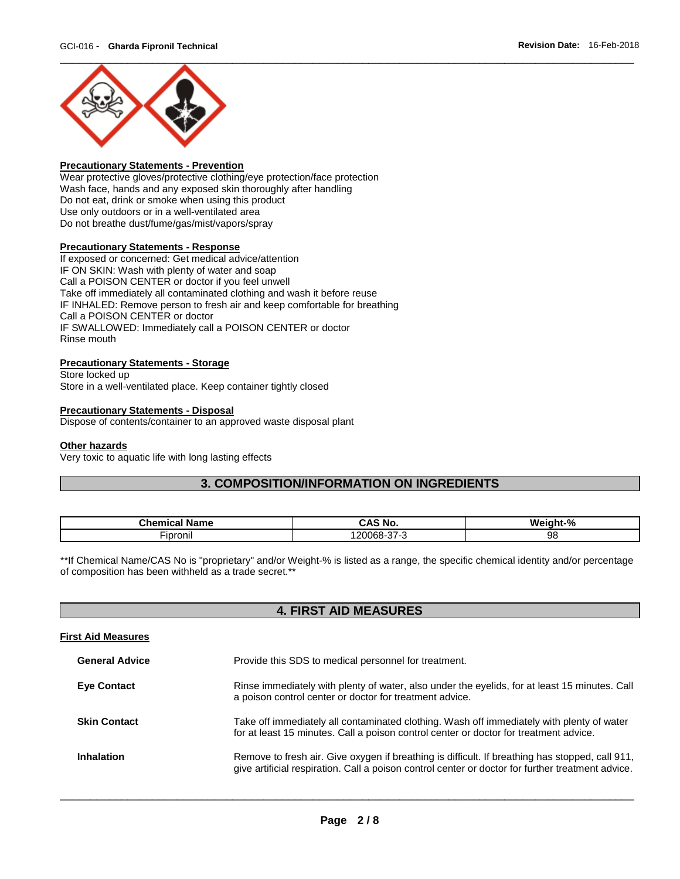### Precautionary Statements - Prevention

Wear protective gloves/protective clothing/eye protection/face protection
Wash face, hands and any exposed skin thoroughly after handling
Do not eat, drink or smoke when using this product
Use only outdoors or in a well-ventilated area
Do not breathe dust/fume/gas/mist/vapors/spray

### Precautionary Statements - Response

If exposed or concerned: Get medical advice/attention
IF ON SKIN: Wash with plenty of water and soap
Call a POISON CENTER or doctor if you feel unwell
Take off immediately all contaminated clothing and wash it before reuse
IF INHALED: Remove person to fresh air and keep comfortable for breathing
Call a POISON CENTER or doctor
IF SWALLOWED: Immediately call a POISON CENTER or doctor
Rinse mouth

### Precautionary Statements - Storage

Store locked up
Store in a well-ventilated place. Keep container tightly closed

### Precautionary Statements - Disposal

Dispose of contents/container to an approved waste disposal plant

### Other hazards

Very toxic to aquatic life with long lasting effects

## 3. COMPOSITION/INFORMATION ON INGREDIENTS

| Chemical Name | CAS No. | Weight-% |
|---|---|---|
| Fipronil | 120068-37-3 | 98 |

**If Chemical Name/CAS No is "proprietary" and/or Weight-% is listed as a range, the specific chemical identity and/or percentage of composition has been withheld as a trade secret.**

## 4. FIRST AID MEASURES

### First Aid Measures

**General Advice** Provide this SDS to medical personnel for treatment.

**Eye Contact** Rinse immediately with plenty of water, also under the eyelids, for at least 15 minutes. Call a poison control center or doctor for treatment advice.

**Skin Contact** Take off immediately all contaminated clothing. Wash off immediately with plenty of water for at least 15 minutes. Call a poison control center or doctor for treatment advice.

**Inhalation** Remove to fresh air. Give oxygen if breathing is difficult. If breathing has stopped, call 911, give artificial respiration. Call a poison control center or doctor for further treatment advice.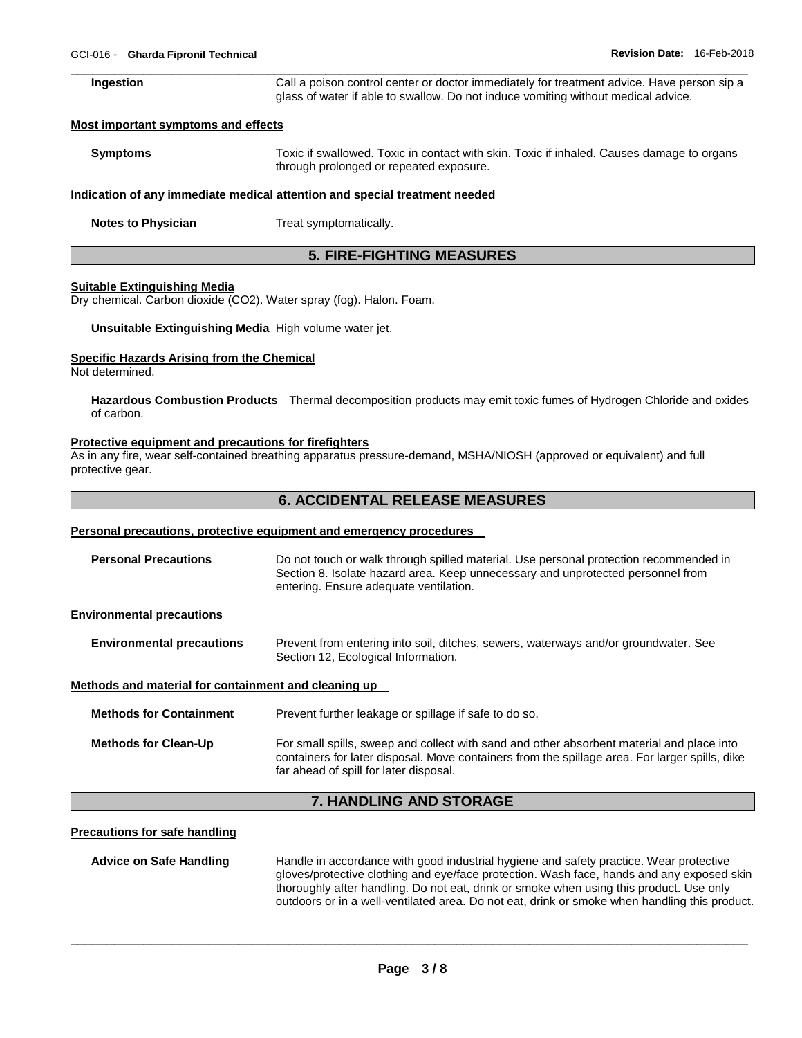**Ingestion** Call a poison control center or doctor immediately for treatment advice. Have person sip a glass of water if able to swallow. Do not induce vomiting without medical advice.

**Most important symptoms and effects**

**Symptoms** Toxic if swallowed. Toxic in contact with skin. Toxic if inhaled. Causes damage to organs through prolonged or repeated exposure.

**Indication of any immediate medical attention and special treatment needed**

**Notes to Physician** Treat symptomatically.

## 5. FIRE-FIGHTING MEASURES

**Suitable Extinguishing Media**

Dry chemical. Carbon dioxide ($CO_2$). Water spray (fog). Halon. Foam.

**Unsuitable Extinguishing Media** High volume water jet.

**Specific Hazards Arising from the Chemical**

Not determined.

**Hazardous Combustion Products** Thermal decomposition products may emit toxic fumes of Hydrogen Chloride and oxides of carbon.

**Protective equipment and precautions for firefighters**

As in any fire, wear self-contained breathing apparatus pressure-demand, MSHA/NIOSH (approved or equivalent) and full protective gear.

## 6. ACCIDENTAL RELEASE MEASURES

**Personal precautions, protective equipment and emergency procedures**

**Personal Precautions** Do not touch or walk through spilled material. Use personal protection recommended in Section 8. Isolate hazard area. Keep unnecessary and unprotected personnel from entering. Ensure adequate ventilation.

**Environmental precautions**

**Environmental precautions** Prevent from entering into soil, ditches, sewers, waterways and/or groundwater. See Section 12, Ecological Information.

**Methods and material for containment and cleaning up**

**Methods for Containment** Prevent further leakage or spillage if safe to do so.

**Methods for Clean-Up** For small spills, sweep and collect with sand and other absorbent material and place into containers for later disposal. Move containers from the spillage area. For larger spills, dike far ahead of spill for later disposal.

## 7. HANDLING AND STORAGE

**Precautions for safe handling**

**Advice on Safe Handling** Handle in accordance with good industrial hygiene and safety practice. Wear protective gloves/protective clothing and eye/face protection. Wash face, hands and any exposed skin thoroughly after handling. Do not eat, drink or smoke when using this product. Use only outdoors or in a well-ventilated area. Do not eat, drink or smoke when handling this product.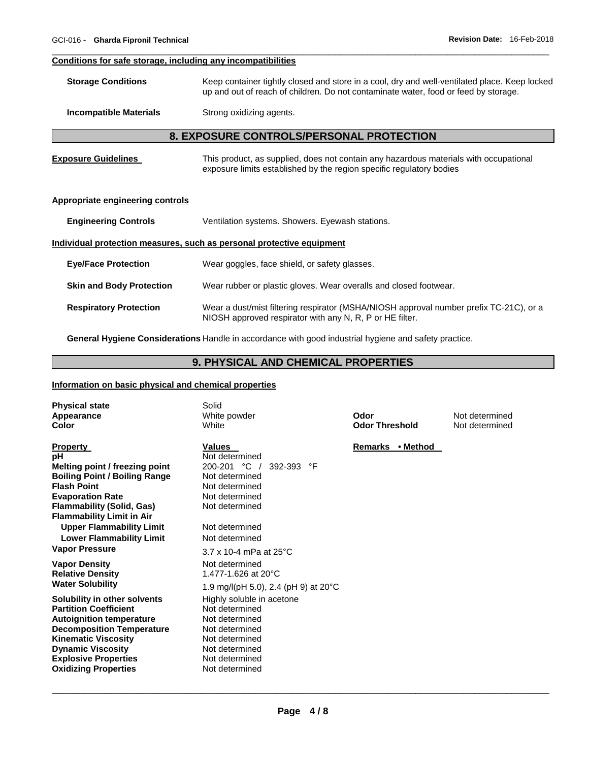**Conditions for safe storage, including any incompatibilities**

| | |
|---|---|
| **Storage Conditions** | Keep container tightly closed and store in a cool, dry and well-ventilated place. Keep locked up and out of reach of children. Do not contaminate water, food or feed by storage. |
| **Incompatible Materials** | Strong oxidizing agents. |

## 8. EXPOSURE CONTROLS/PERSONAL PROTECTION

**Exposure Guidelines** This product, as supplied, does not contain any hazardous materials with occupational exposure limits established by the region specific regulatory bodies

**Appropriate engineering controls**

| | |
|---|---|
| **Engineering Controls** | Ventilation systems. Showers. Eyewash stations. |

**Individual protection measures, such as personal protective equipment**

| | |
|---|---|
| **Eye/Face Protection** | Wear goggles, face shield, or safety glasses. |
| **Skin and Body Protection** | Wear rubber or plastic gloves. Wear overalls and closed footwear. |
| **Respiratory Protection** | Wear a dust/mist filtering respirator (MSHA/NIOSH approval number prefix TC-21C), or a NIOSH approved respirator with any N, R, P or HE filter. |

**General Hygiene Considerations** Handle in accordance with good industrial hygiene and safety practice.

## 9. PHYSICAL AND CHEMICAL PROPERTIES

**Information on basic physical and chemical properties**

| | | | |
|---|---|---|---|
| **Physical state** | Solid | | |
| **Appearance** | White powder | **Odor** | Not determined |
| **Color** | White | **Odor Threshold** | Not determined |

| **Property** | **Values** | **Remarks • Method** |
|---|---|---|
| **pH** | Not determined | |
| **Melting point / freezing point** | 200-201 °C / 392-393 °F | |
| **Boiling Point / Boiling Range** | Not determined | |
| **Flash Point** | Not determined | |
| **Evaporation Rate** | Not determined | |
| **Flammability (Solid, Gas)** | Not determined | |
| **Flammability Limit in Air** | | |
| **Upper Flammability Limit** | Not determined | |
| **Lower Flammability Limit** | Not determined | |
| **Vapor Pressure** | 3.7 x 10-4 mPa at 25°C | |
| **Vapor Density** | Not determined | |
| **Relative Density** | 1.477-1.626 at 20°C | |
| **Water Solubility** | 1.9 mg/l(pH 5.0), 2.4 (pH 9) at 20°C | |
| **Solubility in other solvents** | Highly soluble in acetone | |
| **Partition Coefficient** | Not determined | |
| **Autoignition temperature** | Not determined | |
| **Decomposition Temperature** | Not determined | |
| **Kinematic Viscosity** | Not determined | |
| **Dynamic Viscosity** | Not determined | |
| **Explosive Properties** | Not determined | |
| **Oxidizing Properties** | Not determined | |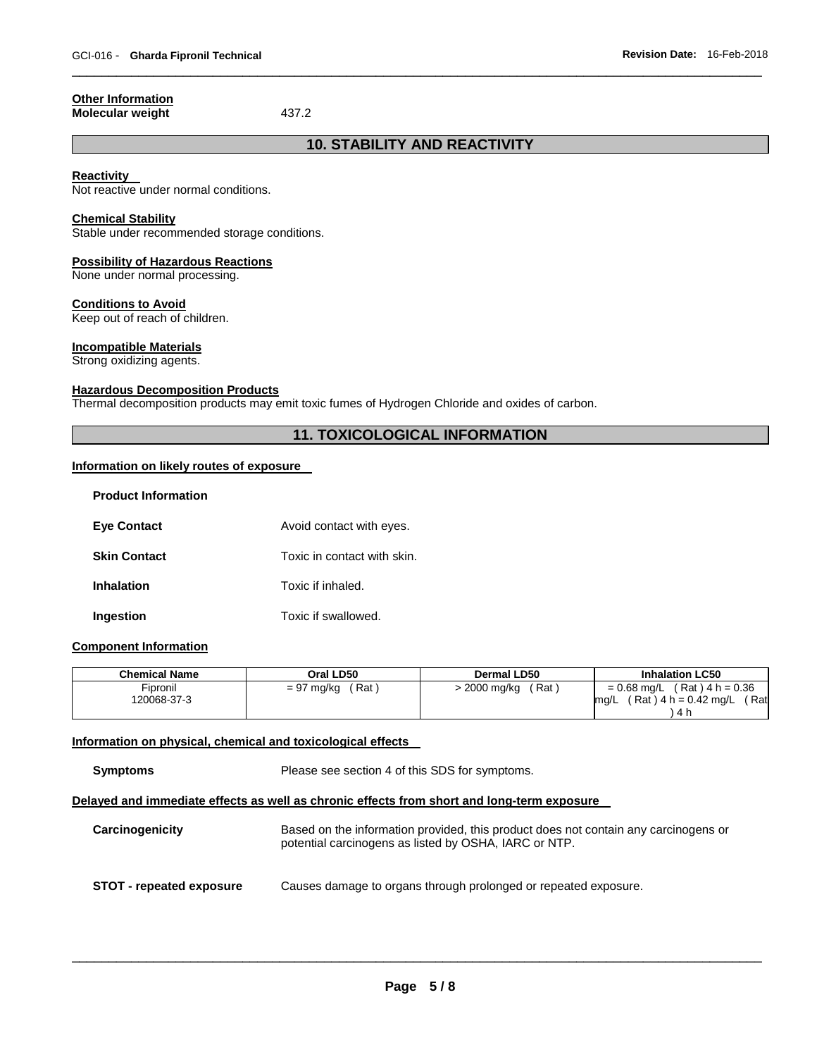**Other Information**

**Molecular weight** 437.2

## 10. STABILITY AND REACTIVITY

**Reactivity**

Not reactive under normal conditions.

**Chemical Stability**

Stable under recommended storage conditions.

**Possibility of Hazardous Reactions**

None under normal processing.

**Conditions to Avoid**

Keep out of reach of children.

**Incompatible Materials**

Strong oxidizing agents.

**Hazardous Decomposition Products**

Thermal decomposition products may emit toxic fumes of Hydrogen Chloride and oxides of carbon.

## 11. TOXICOLOGICAL INFORMATION

**Information on likely routes of exposure**

**Product Information**

**Eye Contact** Avoid contact with eyes.

**Skin Contact** Toxic in contact with skin.

**Inhalation** Toxic if inhaled.

**Ingestion** Toxic if swallowed.

**Component Information**

| Chemical Name | Oral LD50 | Dermal LD50 | Inhalation LC50 |
|---|---|---|---|
| Fipronil 120068-37-3 | = 97 mg/kg ( Rat ) | > 2000 mg/kg ( Rat ) | = 0.68 mg/L ( Rat ) 4 h = 0.36 mg/L ( Rat ) 4 h = 0.42 mg/L ( Rat ) 4 h |

**Information on physical, chemical and toxicological effects**

**Symptoms** Please see section 4 of this SDS for symptoms.

**Delayed and immediate effects as well as chronic effects from short and long-term exposure**

**Carcinogenicity** Based on the information provided, this product does not contain any carcinogens or potential carcinogens as listed by OSHA, IARC or NTP.

**STOT - repeated exposure** Causes damage to organs through prolonged or repeated exposure.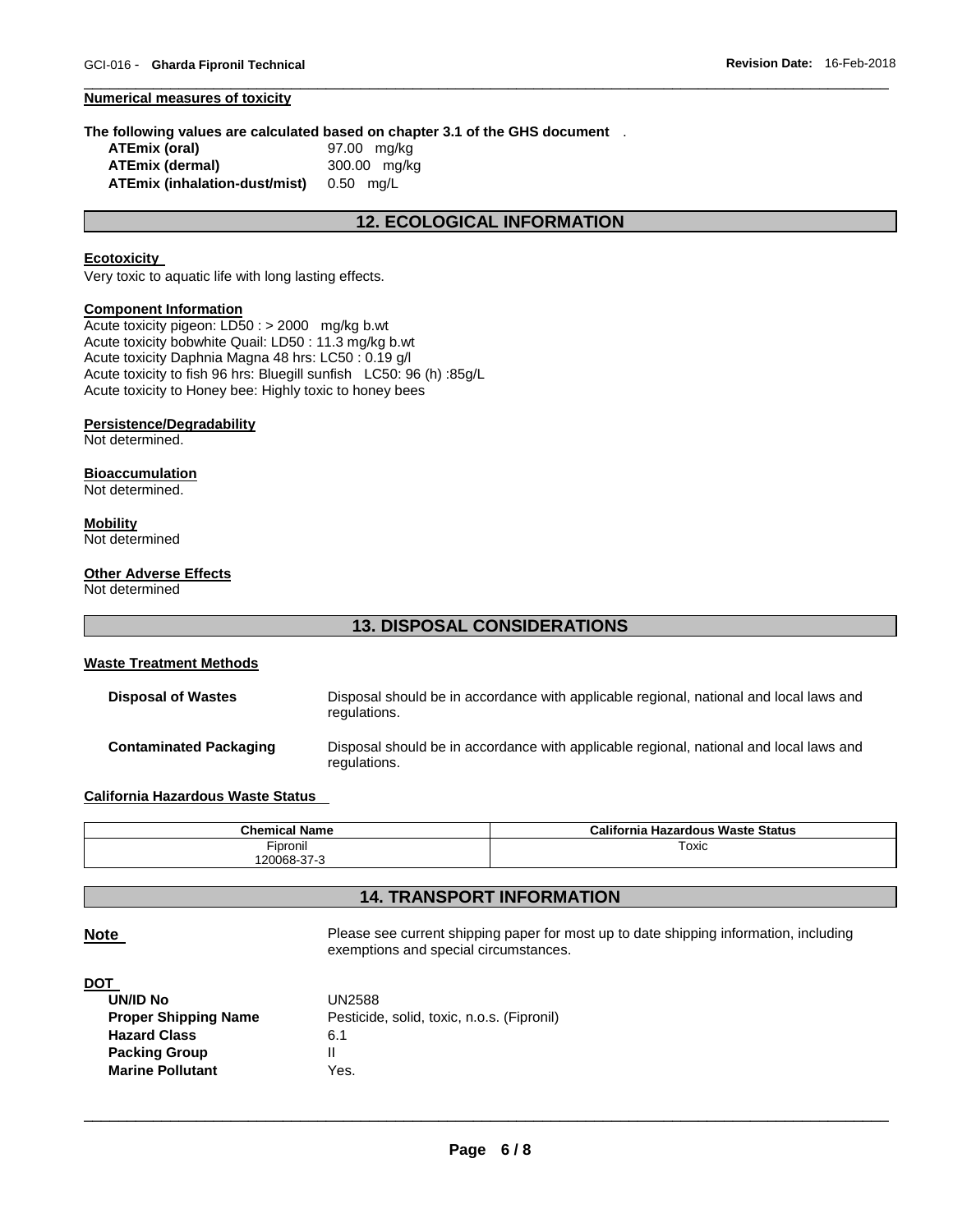**Numerical measures of toxicity**

**The following values are calculated based on chapter 3.1 of the GHS document** .

| | |
|---|---|
| **ATEmix (oral)** | 97.00 mg/kg |
| **ATEmix (dermal)** | 300.00 mg/kg |
| **ATEmix (inhalation-dust/mist)** | 0.50 mg/L |

## 12. ECOLOGICAL INFORMATION

**Ecotoxicity**

Very toxic to aquatic life with long lasting effects.

**Component Information**

Acute toxicity pigeon: LD50 : > 2000 mg/kg b.wt
Acute toxicity bobwhite Quail: LD50 : 11.3 mg/kg b.wt
Acute toxicity Daphnia Magna 48 hrs: LC50 : 0.19 g/l
Acute toxicity to fish 96 hrs: Bluegill sunfish LC50: 96 (h) :85g/L
Acute toxicity to Honey bee: Highly toxic to honey bees

**Persistence/Degradability**

Not determined.

**Bioaccumulation**

Not determined.

**Mobility**

Not determined

**Other Adverse Effects**

Not determined

## 13. DISPOSAL CONSIDERATIONS

**Waste Treatment Methods**

| | |
|---|---|
| **Disposal of Wastes** | Disposal should be in accordance with applicable regional, national and local laws and regulations. |
| **Contaminated Packaging** | Disposal should be in accordance with applicable regional, national and local laws and regulations. |

**California Hazardous Waste Status**

| Chemical Name | California Hazardous Waste Status |
|---|---|
| Fipronil<br>120068-37-3 | Toxic |

## 14. TRANSPORT INFORMATION

**Note** Please see current shipping paper for most up to date shipping information, including exemptions and special circumstances.

**DOT**

| | |
|---|---|
| **UN/ID No** | UN2588 |
| **Proper Shipping Name** | Pesticide, solid, toxic, n.o.s. (Fipronil) |
| **Hazard Class** | 6.1 |
| **Packing Group** | II |
| **Marine Pollutant** | Yes. |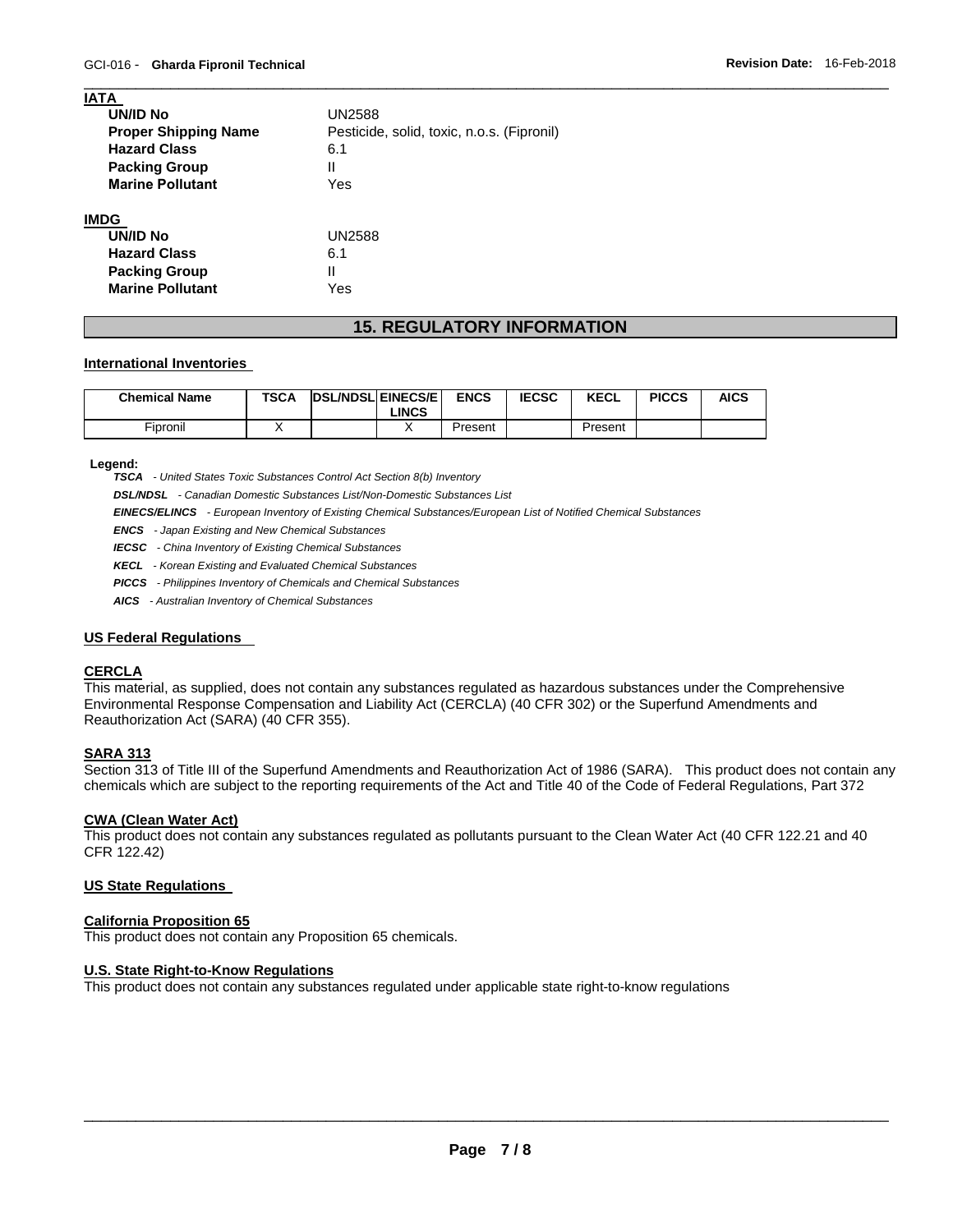**IATA**

| | |
|---|---|
| **UN/ID No** | UN2588 |
| **Proper Shipping Name** | Pesticide, solid, toxic, n.o.s. (Fipronil) |
| **Hazard Class** | 6.1 |
| **Packing Group** | II |
| **Marine Pollutant** | Yes |

**IMDG**

| | |
|---|---|
| **UN/ID No** | UN2588 |
| **Hazard Class** | 6.1 |
| **Packing Group** | II |
| **Marine Pollutant** | Yes |

## 15. REGULATORY INFORMATION

### International Inventories

| Chemical Name | TSCA | DSL/NDSL | EINECS/ELINCS | ENCS | IECSC | KECL | PICCS | AICS |
|---|---|---|---|---|---|---|---|---|
| Fipronil | X | | X | Present | | Present | | |

**Legend:**

***TSCA*** *- United States Toxic Substances Control Act Section 8(b) Inventory*

***DSL/NDSL*** *- Canadian Domestic Substances List/Non-Domestic Substances List*

***EINECS/ELINCS*** *- European Inventory of Existing Chemical Substances/European List of Notified Chemical Substances*

***ENCS*** *- Japan Existing and New Chemical Substances*

***IECSC*** *- China Inventory of Existing Chemical Substances*

***KECL*** *- Korean Existing and Evaluated Chemical Substances*

***PICCS*** *- Philippines Inventory of Chemicals and Chemical Substances*

***AICS*** *- Australian Inventory of Chemical Substances*

### US Federal Regulations

#### CERCLA

This material, as supplied, does not contain any substances regulated as hazardous substances under the Comprehensive Environmental Response Compensation and Liability Act (CERCLA) (40 CFR 302) or the Superfund Amendments and Reauthorization Act (SARA) (40 CFR 355).

#### SARA 313

Section 313 of Title III of the Superfund Amendments and Reauthorization Act of 1986 (SARA). This product does not contain any chemicals which are subject to the reporting requirements of the Act and Title 40 of the Code of Federal Regulations, Part 372

#### CWA (Clean Water Act)

This product does not contain any substances regulated as pollutants pursuant to the Clean Water Act (40 CFR 122.21 and 40 CFR 122.42)

### US State Regulations

#### California Proposition 65

This product does not contain any Proposition 65 chemicals.

#### U.S. State Right-to-Know Regulations

This product does not contain any substances regulated under applicable state right-to-know regulations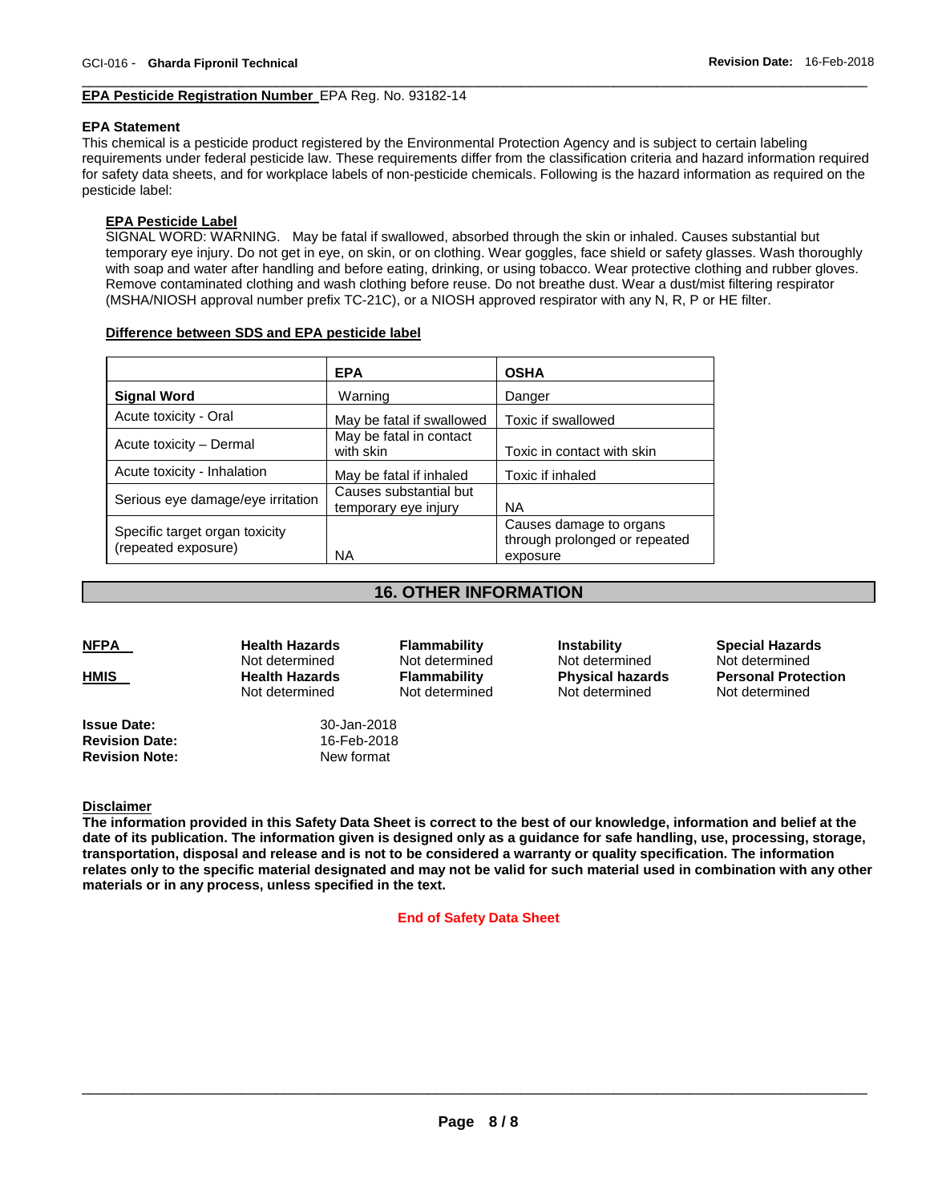**EPA Pesticide Registration Number** EPA Reg. No. 93182-14

**EPA Statement**

This chemical is a pesticide product registered by the Environmental Protection Agency and is subject to certain labeling requirements under federal pesticide law. These requirements differ from the classification criteria and hazard information required for safety data sheets, and for workplace labels of non-pesticide chemicals. Following is the hazard information as required on the pesticide label:

**EPA Pesticide Label**

SIGNAL WORD: WARNING. May be fatal if swallowed, absorbed through the skin or inhaled. Causes substantial but temporary eye injury. Do not get in eye, on skin, or on clothing. Wear goggles, face shield or safety glasses. Wash thoroughly with soap and water after handling and before eating, drinking, or using tobacco. Wear protective clothing and rubber gloves. Remove contaminated clothing and wash clothing before reuse. Do not breathe dust. Wear a dust/mist filtering respirator (MSHA/NIOSH approval number prefix TC-21C), or a NIOSH approved respirator with any N, R, P or HE filter.

**Difference between SDS and EPA pesticide label**

| | **EPA** | **OSHA** |
|---|---|---|
| **Signal Word** | Warning | Danger |
| Acute toxicity - Oral | May be fatal if swallowed | Toxic if swallowed |
| Acute toxicity – Dermal | May be fatal in contact with skin | Toxic in contact with skin |
| Acute toxicity - Inhalation | May be fatal if inhaled | Toxic if inhaled |
| Serious eye damage/eye irritation | Causes substantial but temporary eye injury | NA |
| Specific target organ toxicity (repeated exposure) | NA | Causes damage to organs through prolonged or repeated exposure |

## 16. OTHER INFORMATION

| | | | | |
|---|---|---|---|---|
| **NFPA** | **Health Hazards** Not determined | **Flammability** Not determined | **Instability** Not determined | **Special Hazards** Not determined |
| **HMIS** | **Health Hazards** Not determined | **Flammability** Not determined | **Physical hazards** Not determined | **Personal Protection** Not determined |

**Issue Date:** 30-Jan-2018
**Revision Date:** 16-Feb-2018
**Revision Note:** New format

**Disclaimer**

**The information provided in this Safety Data Sheet is correct to the best of our knowledge, information and belief at the date of its publication. The information given is designed only as a guidance for safe handling, use, processing, storage, transportation, disposal and release and is not to be considered a warranty or quality specification. The information relates only to the specific material designated and may not be valid for such material used in combination with any other materials or in any process, unless specified in the text.**

**End of Safety Data Sheet**